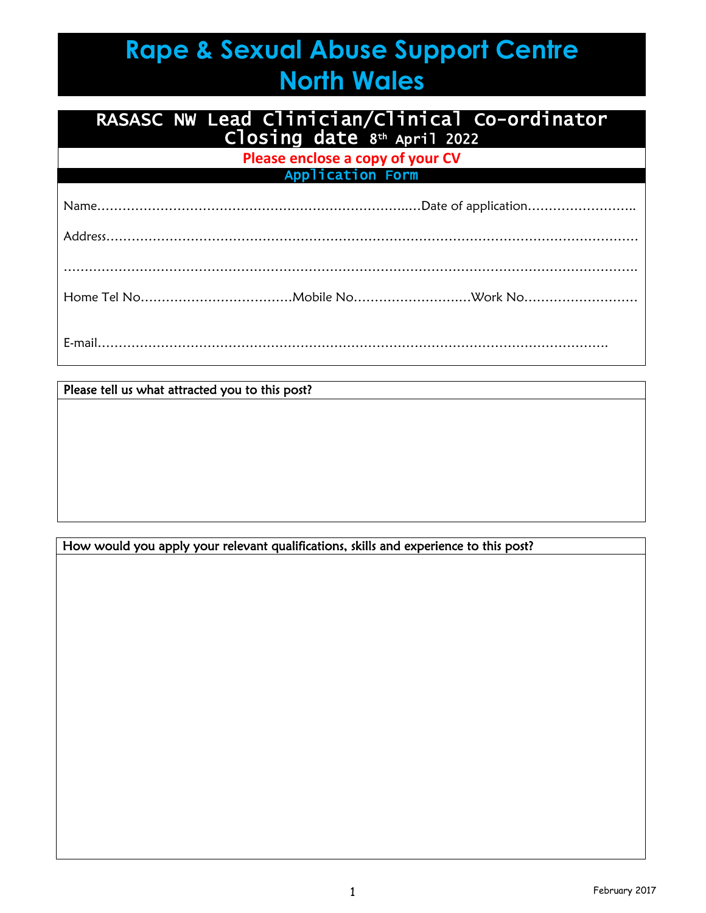# Rape & Sexual Abuse Support Centre North Wales

## RASASC NW Lead Clinician/Clinical Co-ordinator

**Closing date 8th April 2022**

**Please enclose a copy of your CV**

### Application Form

Name……………………………………………………………………..…Date of application……………………..

Address……………………………………………………………………………………………………………………

……………………………………………………………………………………………………………………………….

Home Tel No………………………………Mobile No………………………..Work No………………………

E-mail……………………………………………………………………………………………………………

| Please tell us what attracted you to this post? |
|---|
| |

| How would you apply your relevant qualifications, skills and experience to this post? |
|---|
| |

February 2017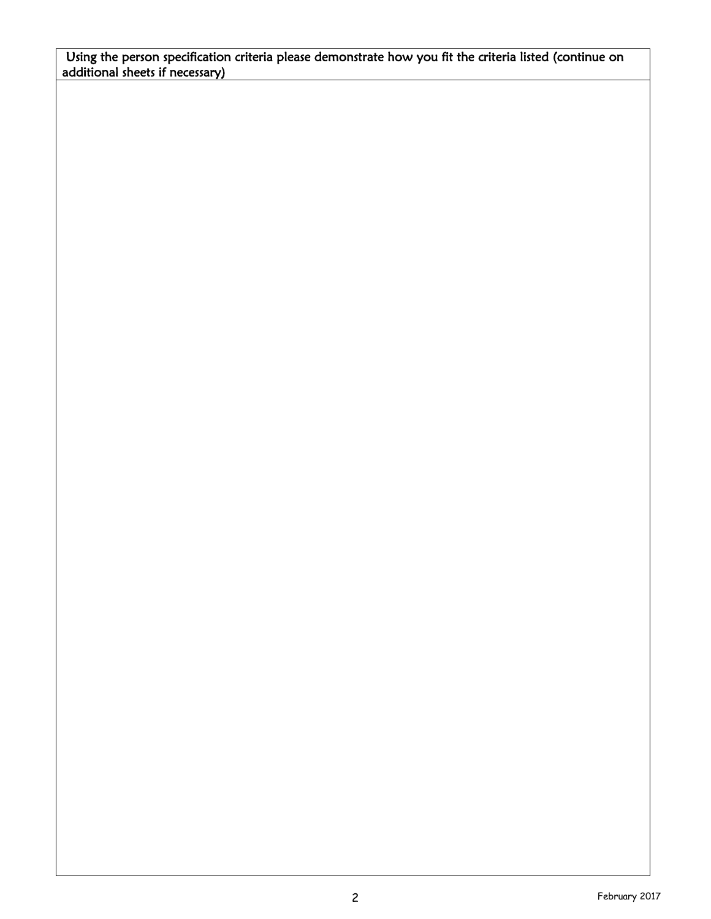| Using the person specification criteria please demonstrate how you fit the criteria listed (continue on additional sheets if necessary) |
| --- |
| |

February 2017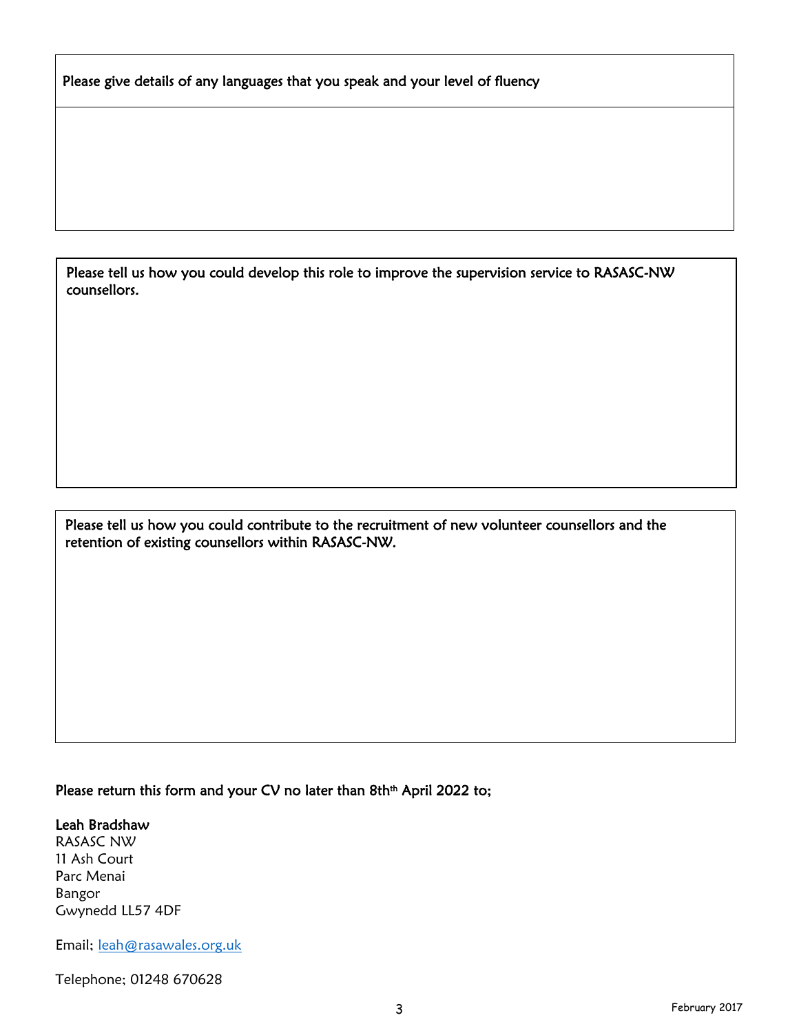| Please give details of any languages that you speak and your level of fluency |
| --- |
| |

| Please tell us how you could develop this role to improve the supervision service to RASASC-NW counsellors. |
| --- |
| |

| Please tell us how you could contribute to the recruitment of new volunteer counsellors and the retention of existing counsellors within RASASC-NW. |
| --- |
| |

**Please return this form and your CV no later than 8th April 2022 to;**

**Leah Bradshaw**
RASASC NW
11 Ash Court
Parc Menai
Bangor
Gwynedd LL57 4DF

Email; leah@rasawales.org.uk

Telephone; 01248 670628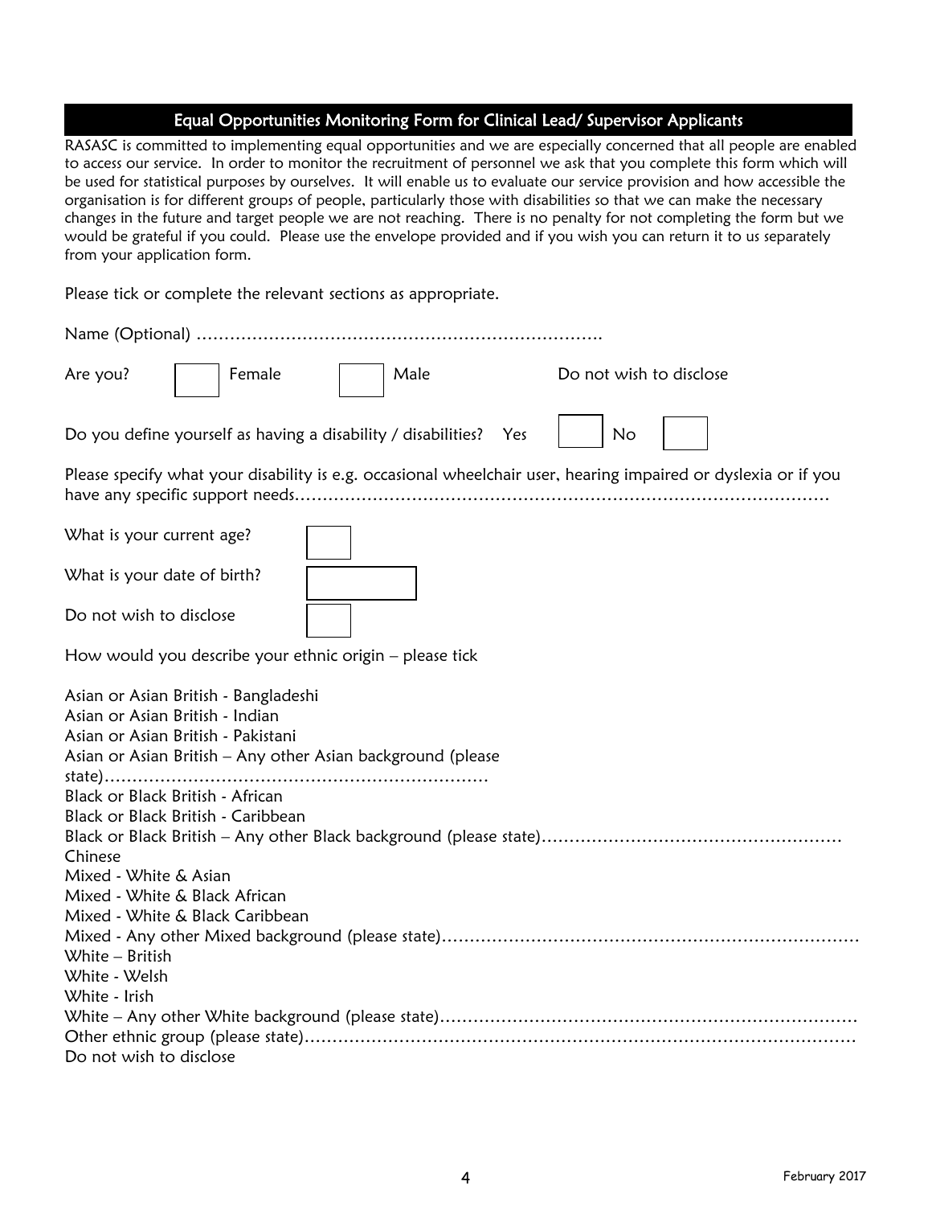## Equal Opportunities Monitoring Form for Clinical Lead/ Supervisor Applicants

RASASC is committed to implementing equal opportunities and we are especially concerned that all people are enabled to access our service. In order to monitor the recruitment of personnel we ask that you complete this form which will be used for statistical purposes by ourselves. It will enable us to evaluate our service provision and how accessible the organisation is for different groups of people, particularly those with disabilities so that we can make the necessary changes in the future and target people we are not reaching. There is no penalty for not completing the form but we would be grateful if you could. Please use the envelope provided and if you wish you can return it to us separately from your application form.

Please tick or complete the relevant sections as appropriate.

Name (Optional) ……………………………………………………………….

Are you? ☐ Female ☐ Male Do not wish to disclose

Do you define yourself as having a disability / disabilities? Yes ☐ No ☐

Please specify what your disability is e.g. occasional wheelchair user, hearing impaired or dyslexia or if you have any specific support needs……………………………………………………………………………………

What is your current age? ☐

What is your date of birth? ☐

Do not wish to disclose ☐

How would you describe your ethnic origin – please tick

Asian or Asian British - Bangladeshi
Asian or Asian British - Indian
Asian or Asian British - Pakistani
Asian or Asian British – Any other Asian background (please state)……………………………………………………………
Black or Black British - African
Black or Black British - Caribbean
Black or Black British – Any other Black background (please state)………………………………………………
Chinese
Mixed - White & Asian
Mixed - White & Black African
Mixed - White & Black Caribbean
Mixed - Any other Mixed background (please state)…………………………………………………………………
White – British
White - Welsh
White - Irish
White – Any other White background (please state)…………………………………………………………………
Other ethnic group (please state)……………………………………………………………………………………
Do not wish to disclose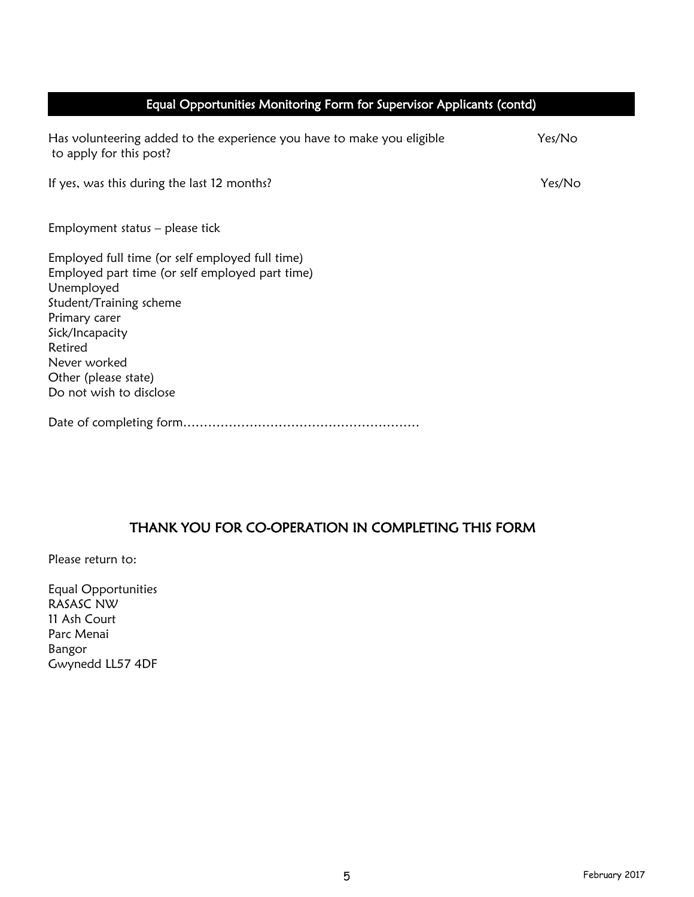## Equal Opportunities Monitoring Form for Supervisor Applicants (contd)

Has volunteering added to the experience you have to make you eligible to apply for this post? Yes/No

If yes, was this during the last 12 months? Yes/No

Employment status – please tick

Employed full time (or self employed full time)
Employed part time (or self employed part time)
Unemployed
Student/Training scheme
Primary carer
Sick/Incapacity
Retired
Never worked
Other (please state)
Do not wish to disclose

Date of completing form…………………………………………………

## THANK YOU FOR CO-OPERATION IN COMPLETING THIS FORM

Please return to:

Equal Opportunities
RASASC NW
11 Ash Court
Parc Menai
Bangor
Gwynedd LL57 4DF